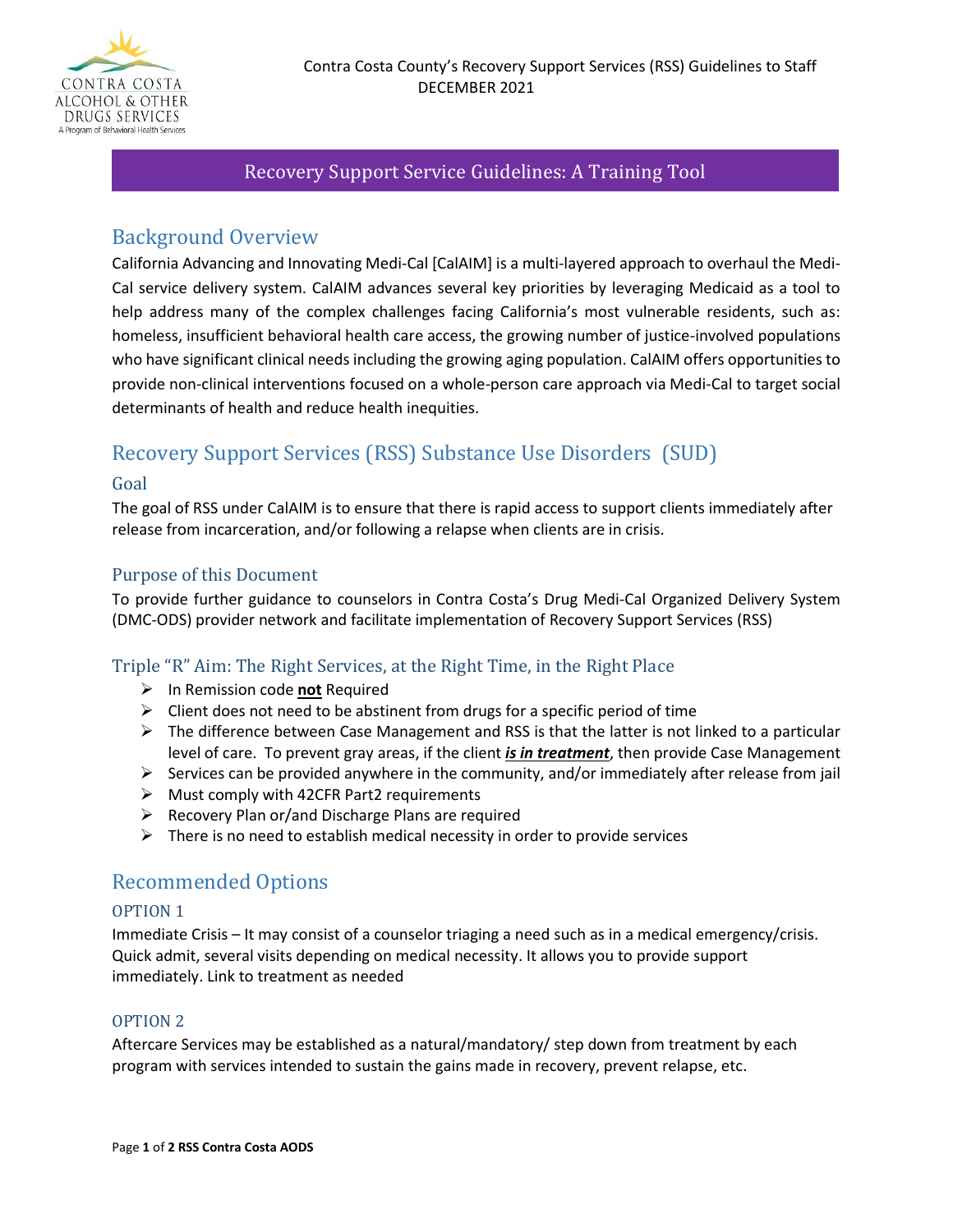Contra Costa County's Recovery Support Services (RSS) Guidelines to Staff
DECEMBER 2021

# Recovery Support Service Guidelines: A Training Tool

## Background Overview

California Advancing and Innovating Medi-Cal [CalAIM] is a multi-layered approach to overhaul the Medi-Cal service delivery system. CalAIM advances several key priorities by leveraging Medicaid as a tool to help address many of the complex challenges facing California's most vulnerable residents, such as: homeless, insufficient behavioral health care access, the growing number of justice-involved populations who have significant clinical needs including the growing aging population. CalAIM offers opportunities to provide non-clinical interventions focused on a whole-person care approach via Medi-Cal to target social determinants of health and reduce health inequities.

## Recovery Support Services (RSS) Substance Use Disorders (SUD)

### Goal

The goal of RSS under CalAIM is to ensure that there is rapid access to support clients immediately after release from incarceration, and/or following a relapse when clients are in crisis.

### Purpose of this Document

To provide further guidance to counselors in Contra Costa's Drug Medi-Cal Organized Delivery System (DMC-ODS) provider network and facilitate implementation of Recovery Support Services (RSS)

### Triple "R" Aim: The Right Services, at the Right Time, in the Right Place

- In Remission code **not** Required
- Client does not need to be abstinent from drugs for a specific period of time
- The difference between Case Management and RSS is that the latter is not linked to a particular level of care. To prevent gray areas, if the client ***is in treatment***, then provide Case Management
- Services can be provided anywhere in the community, and/or immediately after release from jail
- Must comply with 42CFR Part2 requirements
- Recovery Plan or/and Discharge Plans are required
- There is no need to establish medical necessity in order to provide services

## Recommended Options

### OPTION 1

Immediate Crisis – It may consist of a counselor triaging a need such as in a medical emergency/crisis. Quick admit, several visits depending on medical necessity. It allows you to provide support immediately. Link to treatment as needed

### OPTION 2

Aftercare Services may be established as a natural/mandatory/ step down from treatment by each program with services intended to sustain the gains made in recovery, prevent relapse, etc.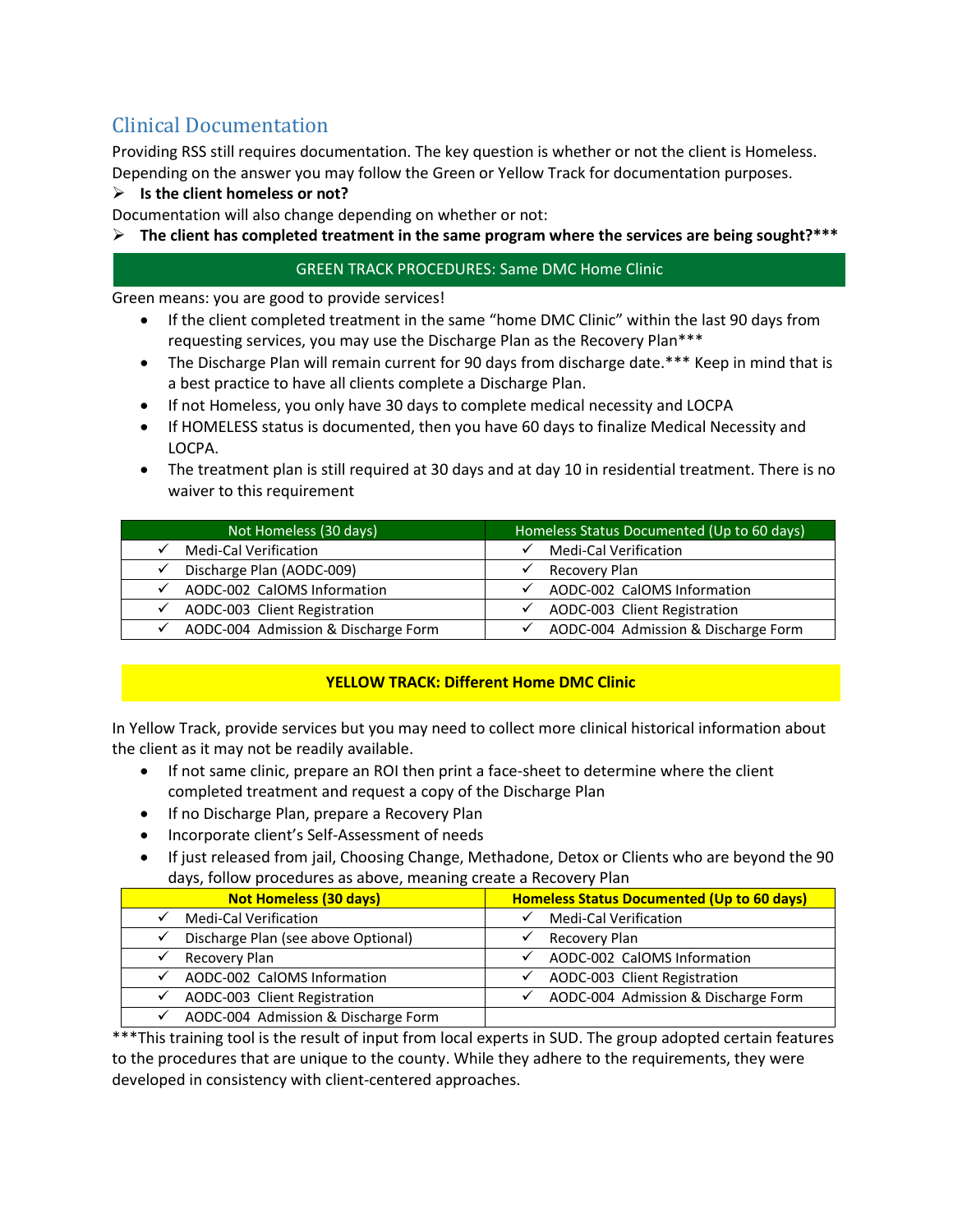## Clinical Documentation

Providing RSS still requires documentation. The key question is whether or not the client is Homeless. Depending on the answer you may follow the Green or Yellow Track for documentation purposes.

- **Is the client homeless or not?**

Documentation will also change depending on whether or not:

- **The client has completed treatment in the same program where the services are being sought?*****

### GREEN TRACK PROCEDURES: Same DMC Home Clinic

Green means: you are good to provide services!

- If the client completed treatment in the same "home DMC Clinic" within the last 90 days from requesting services, you may use the Discharge Plan as the Recovery Plan***
- The Discharge Plan will remain current for 90 days from discharge date.*** Keep in mind that is a best practice to have all clients complete a Discharge Plan.
- If not Homeless, you only have 30 days to complete medical necessity and LOCPA
- If HOMELESS status is documented, then you have 60 days to finalize Medical Necessity and LOCPA.
- The treatment plan is still required at 30 days and at day 10 in residential treatment. There is no waiver to this requirement

| Not Homeless (30 days) | Homeless Status Documented (Up to 60 days) |
|---|---|
| ✓ Medi-Cal Verification | ✓ Medi-Cal Verification |
| ✓ Discharge Plan (AODC-009) | ✓ Recovery Plan |
| ✓ AODC-002 CalOMS Information | ✓ AODC-002 CalOMS Information |
| ✓ AODC-003 Client Registration | ✓ AODC-003 Client Registration |
| ✓ AODC-004 Admission & Discharge Form | ✓ AODC-004 Admission & Discharge Form |

### YELLOW TRACK: Different Home DMC Clinic

In Yellow Track, provide services but you may need to collect more clinical historical information about the client as it may not be readily available.

- If not same clinic, prepare an ROI then print a face-sheet to determine where the client completed treatment and request a copy of the Discharge Plan
- If no Discharge Plan, prepare a Recovery Plan
- Incorporate client's Self-Assessment of needs
- If just released from jail, Choosing Change, Methadone, Detox or Clients who are beyond the 90 days, follow procedures as above, meaning create a Recovery Plan

| Not Homeless (30 days) | Homeless Status Documented (Up to 60 days) |
|---|---|
| ✓ Medi-Cal Verification | ✓ Medi-Cal Verification |
| ✓ Discharge Plan (see above Optional) | ✓ Recovery Plan |
| ✓ Recovery Plan | ✓ AODC-002 CalOMS Information |
| ✓ AODC-002 CalOMS Information | ✓ AODC-003 Client Registration |
| ✓ AODC-003 Client Registration | ✓ AODC-004 Admission & Discharge Form |
| ✓ AODC-004 Admission & Discharge Form | |

***This training tool is the result of input from local experts in SUD. The group adopted certain features to the procedures that are unique to the county. While they adhere to the requirements, they were developed in consistency with client-centered approaches.